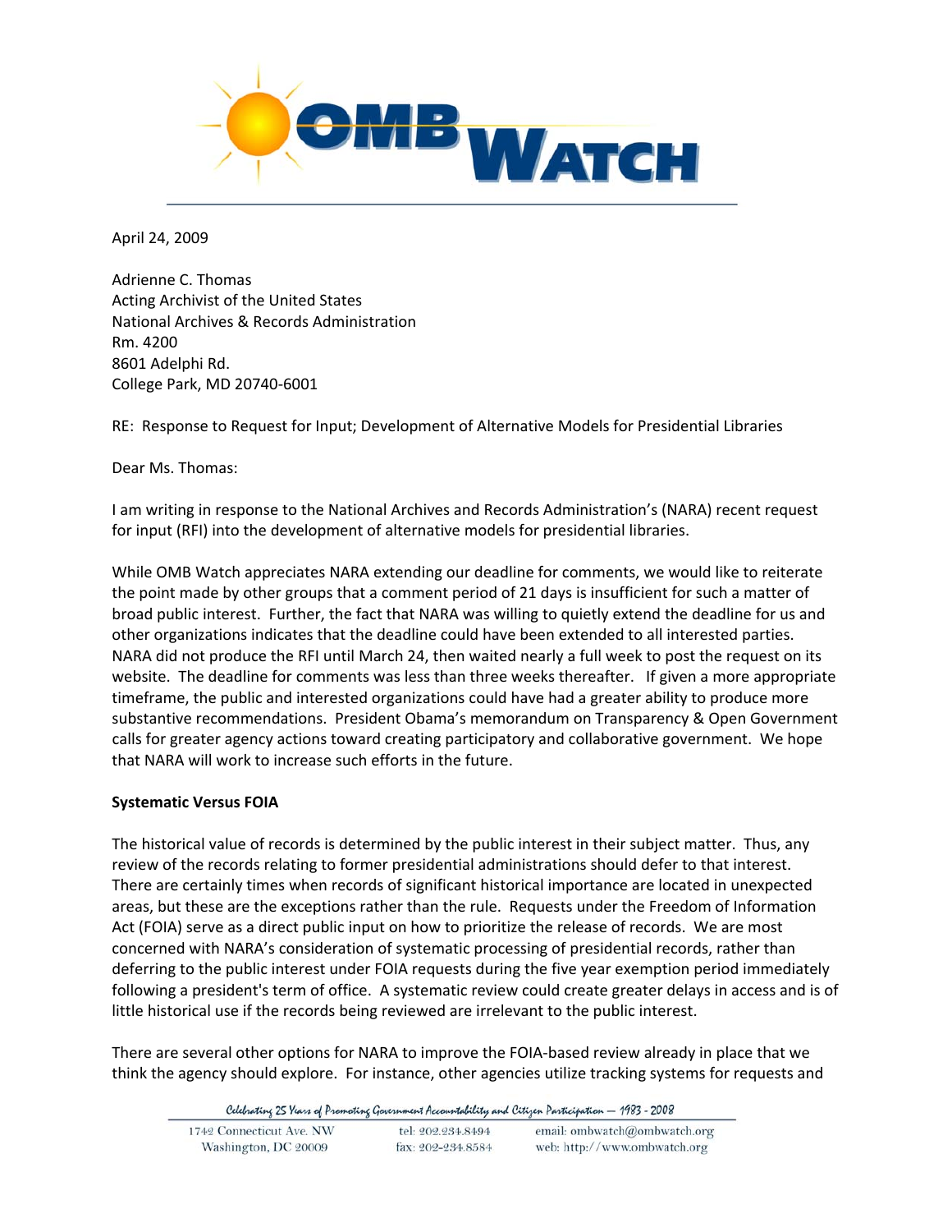April 24, 2009

Adrienne C. Thomas
Acting Archivist of the United States
National Archives & Records Administration
Rm. 4200
8601 Adelphi Rd.
College Park, MD 20740-6001

RE: Response to Request for Input; Development of Alternative Models for Presidential Libraries

Dear Ms. Thomas:

I am writing in response to the National Archives and Records Administration's (NARA) recent request for input (RFI) into the development of alternative models for presidential libraries.

While OMB Watch appreciates NARA extending our deadline for comments, we would like to reiterate the point made by other groups that a comment period of 21 days is insufficient for such a matter of broad public interest. Further, the fact that NARA was willing to quietly extend the deadline for us and other organizations indicates that the deadline could have been extended to all interested parties. NARA did not produce the RFI until March 24, then waited nearly a full week to post the request on its website. The deadline for comments was less than three weeks thereafter. If given a more appropriate timeframe, the public and interested organizations could have had a greater ability to produce more substantive recommendations. President Obama's memorandum on Transparency & Open Government calls for greater agency actions toward creating participatory and collaborative government. We hope that NARA will work to increase such efforts in the future.

**Systematic Versus FOIA**

The historical value of records is determined by the public interest in their subject matter. Thus, any review of the records relating to former presidential administrations should defer to that interest. There are certainly times when records of significant historical importance are located in unexpected areas, but these are the exceptions rather than the rule. Requests under the Freedom of Information Act (FOIA) serve as a direct public input on how to prioritize the release of records. We are most concerned with NARA's consideration of systematic processing of presidential records, rather than deferring to the public interest under FOIA requests during the five year exemption period immediately following a president's term of office. A systematic review could create greater delays in access and is of little historical use if the records being reviewed are irrelevant to the public interest.

There are several other options for NARA to improve the FOIA-based review already in place that we think the agency should explore. For instance, other agencies utilize tracking systems for requests and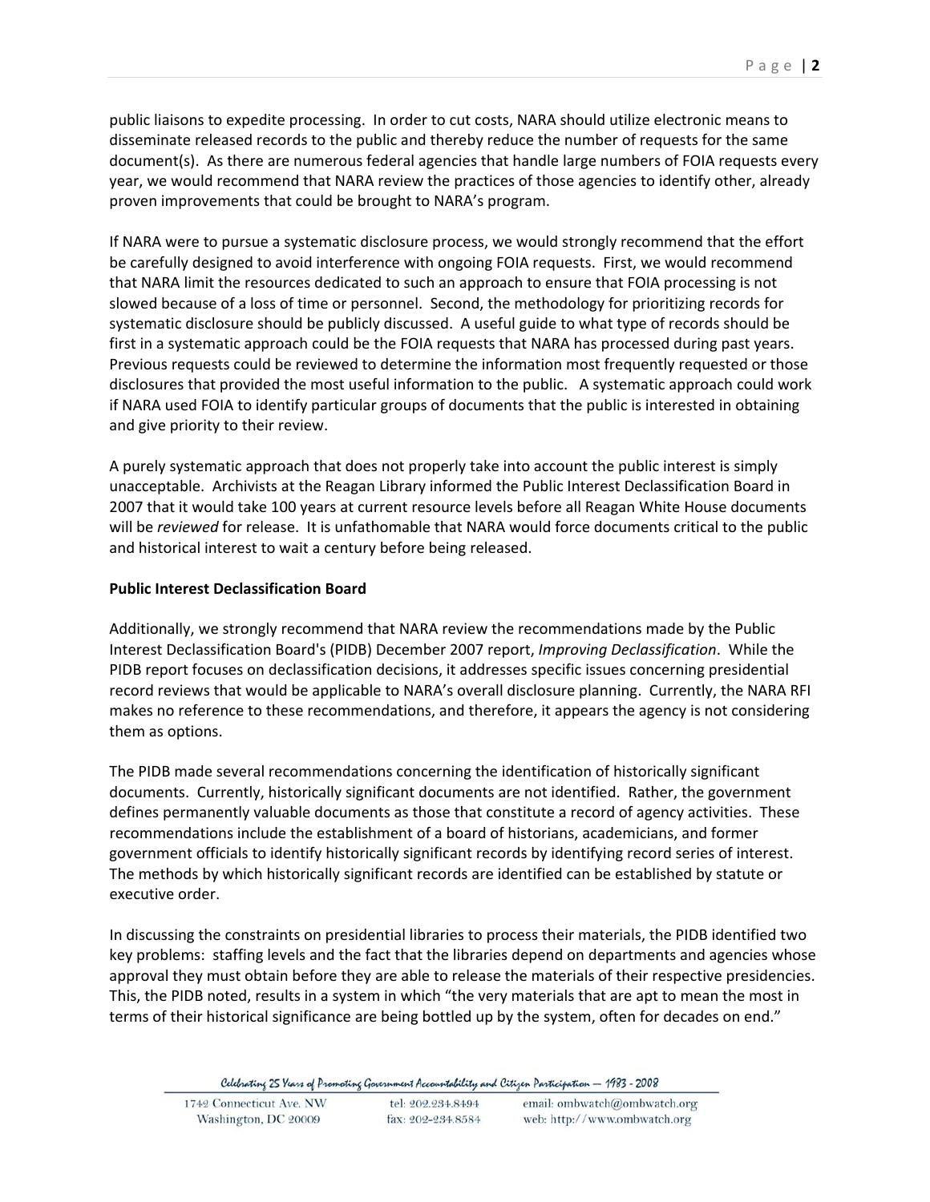public liaisons to expedite processing. In order to cut costs, NARA should utilize electronic means to disseminate released records to the public and thereby reduce the number of requests for the same document(s). As there are numerous federal agencies that handle large numbers of FOIA requests every year, we would recommend that NARA review the practices of those agencies to identify other, already proven improvements that could be brought to NARA's program.

If NARA were to pursue a systematic disclosure process, we would strongly recommend that the effort be carefully designed to avoid interference with ongoing FOIA requests. First, we would recommend that NARA limit the resources dedicated to such an approach to ensure that FOIA processing is not slowed because of a loss of time or personnel. Second, the methodology for prioritizing records for systematic disclosure should be publicly discussed. A useful guide to what type of records should be first in a systematic approach could be the FOIA requests that NARA has processed during past years. Previous requests could be reviewed to determine the information most frequently requested or those disclosures that provided the most useful information to the public. A systematic approach could work if NARA used FOIA to identify particular groups of documents that the public is interested in obtaining and give priority to their review.

A purely systematic approach that does not properly take into account the public interest is simply unacceptable. Archivists at the Reagan Library informed the Public Interest Declassification Board in 2007 that it would take 100 years at current resource levels before all Reagan White House documents will be *reviewed* for release. It is unfathomable that NARA would force documents critical to the public and historical interest to wait a century before being released.

**Public Interest Declassification Board**

Additionally, we strongly recommend that NARA review the recommendations made by the Public Interest Declassification Board's (PIDB) December 2007 report, *Improving Declassification*. While the PIDB report focuses on declassification decisions, it addresses specific issues concerning presidential record reviews that would be applicable to NARA's overall disclosure planning. Currently, the NARA RFI makes no reference to these recommendations, and therefore, it appears the agency is not considering them as options.

The PIDB made several recommendations concerning the identification of historically significant documents. Currently, historically significant documents are not identified. Rather, the government defines permanently valuable documents as those that constitute a record of agency activities. These recommendations include the establishment of a board of historians, academicians, and former government officials to identify historically significant records by identifying record series of interest. The methods by which historically significant records are identified can be established by statute or executive order.

In discussing the constraints on presidential libraries to process their materials, the PIDB identified two key problems: staffing levels and the fact that the libraries depend on departments and agencies whose approval they must obtain before they are able to release the materials of their respective presidencies. This, the PIDB noted, results in a system in which "the very materials that are apt to mean the most in terms of their historical significance are being bottled up by the system, often for decades on end."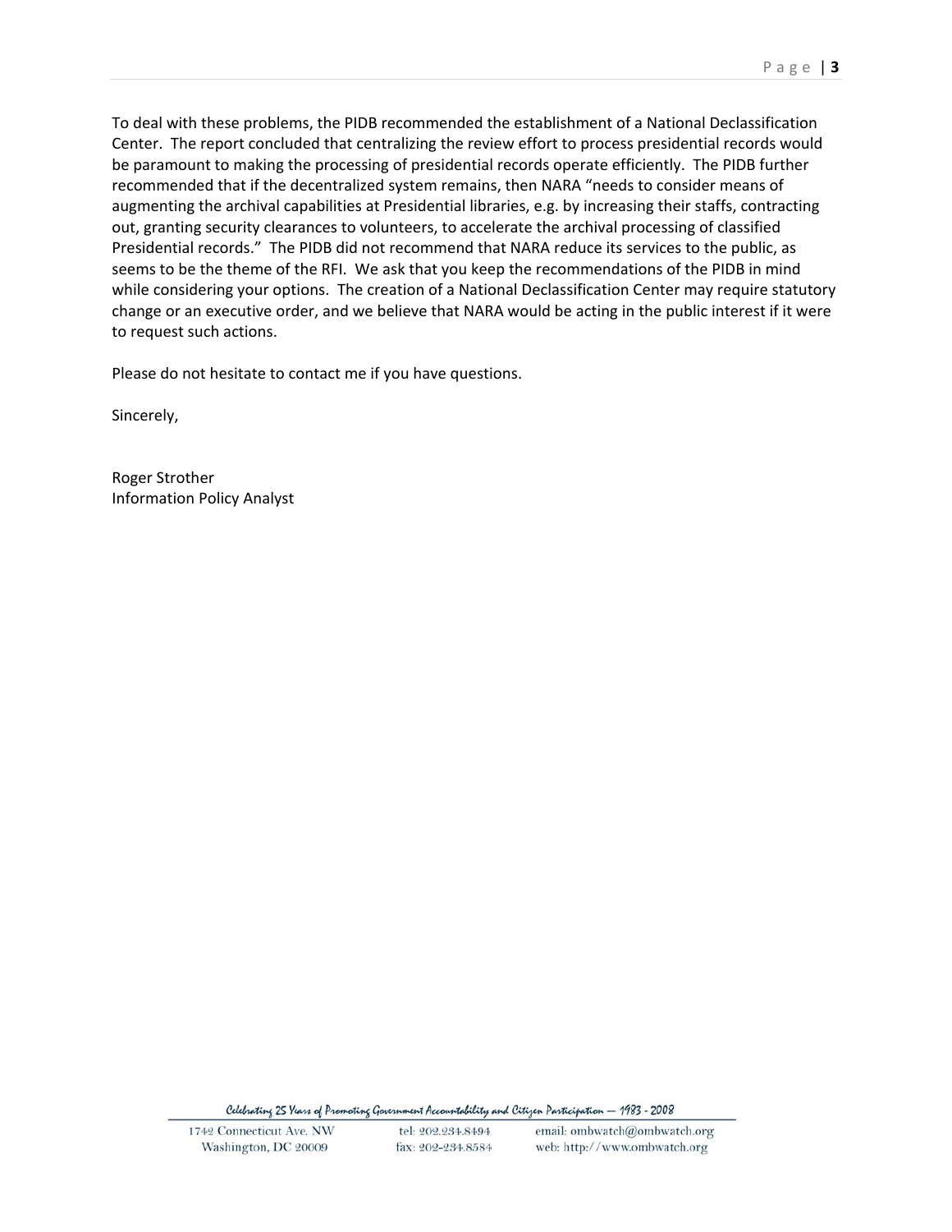To deal with these problems, the PIDB recommended the establishment of a National Declassification Center. The report concluded that centralizing the review effort to process presidential records would be paramount to making the processing of presidential records operate efficiently. The PIDB further recommended that if the decentralized system remains, then NARA "needs to consider means of augmenting the archival capabilities at Presidential libraries, e.g. by increasing their staffs, contracting out, granting security clearances to volunteers, to accelerate the archival processing of classified Presidential records." The PIDB did not recommend that NARA reduce its services to the public, as seems to be the theme of the RFI. We ask that you keep the recommendations of the PIDB in mind while considering your options. The creation of a National Declassification Center may require statutory change or an executive order, and we believe that NARA would be acting in the public interest if it were to request such actions.

Please do not hesitate to contact me if you have questions.

Sincerely,

Roger Strother
Information Policy Analyst